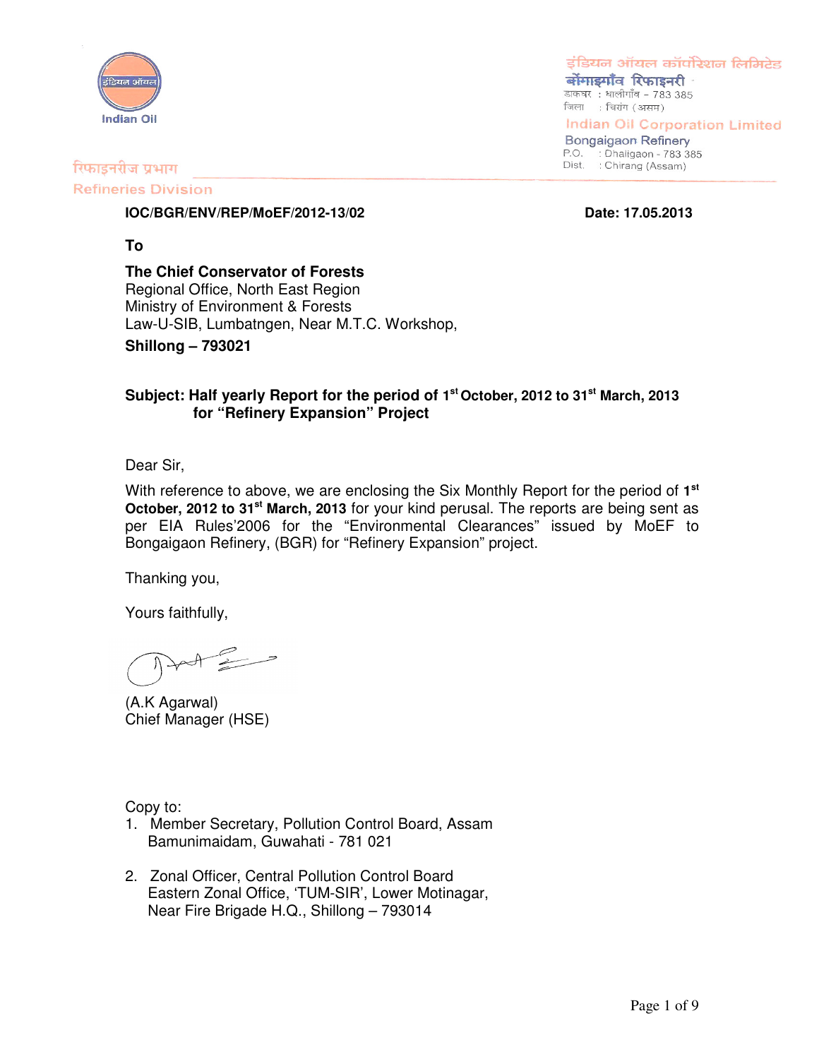इंडियन ऑयल कॉर्पोरेशन लिमिटेड
बोंगाइगाँव रिफाइनरी
डाकघर : धालीगाँव - 783 385
जिला : चिरांग (असम)

**Indian Oil Corporation Limited**
Bongaigaon Refinery
P.O. : Dhaligaon - 783 385
Dist. : Chirang (Assam)

Indian Oil

रिफाइनरीज प्रभाग
Refineries Division

**IOC/BGR/ENV/REP/MoEF/2012-13/02** **Date: 17.05.2013**

**To**

**The Chief Conservator of Forests**
Regional Office, North East Region
Ministry of Environment & Forests
Law-U-SIB, Lumbatngen, Near M.T.C. Workshop,
**Shillong – 793021**

**Subject: Half yearly Report for the period of 1st October, 2012 to 31st March, 2013 for "Refinery Expansion" Project**

Dear Sir,

With reference to above, we are enclosing the Six Monthly Report for the period of **1st October, 2012 to 31st March, 2013** for your kind perusal. The reports are being sent as per EIA Rules'2006 for the "Environmental Clearances" issued by MoEF to Bongaigaon Refinery, (BGR) for "Refinery Expansion" project.

Thanking you,

Yours faithfully,

(A.K Agarwal)
Chief Manager (HSE)

Copy to:

1. Member Secretary, Pollution Control Board, Assam
   Bamunimaidam, Guwahati - 781 021

2. Zonal Officer, Central Pollution Control Board
   Eastern Zonal Office, 'TUM-SIR', Lower Motinagar,
   Near Fire Brigade H.Q., Shillong – 793014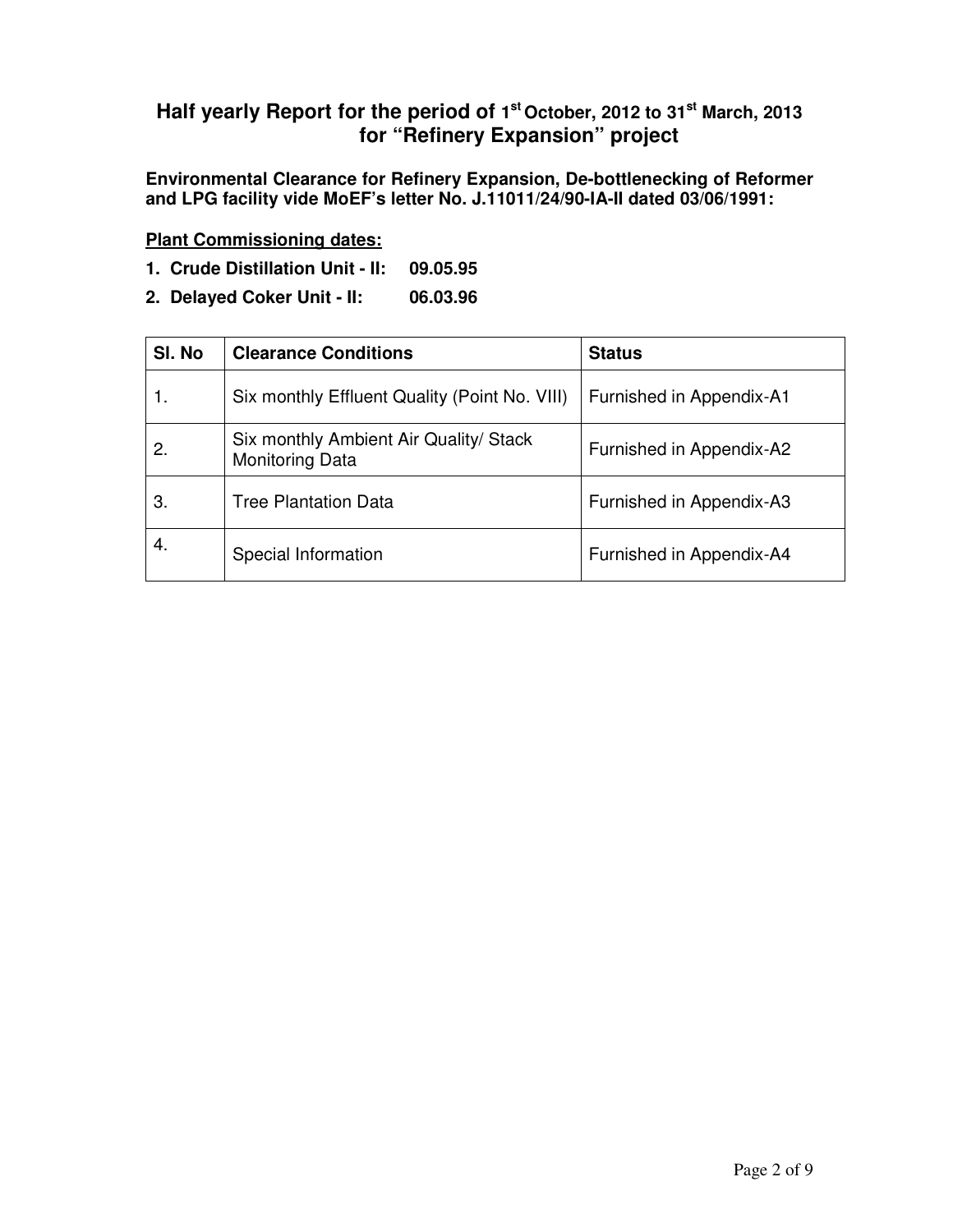## Half yearly Report for the period of 1st October, 2012 to 31st March, 2013 for "Refinery Expansion" project

**Environmental Clearance for Refinery Expansion, De-bottlenecking of Reformer and LPG facility vide MoEF's letter No. J.11011/24/90-IA-II dated 03/06/1991:**

**Plant Commissioning dates:**

1. **Crude Distillation Unit - II: 09.05.95**
2. **Delayed Coker Unit - II: 06.03.96**

| Sl. No | Clearance Conditions | Status |
|---|---|---|
| 1. | Six monthly Effluent Quality (Point No. VIII) | Furnished in Appendix-A1 |
| 2. | Six monthly Ambient Air Quality/ Stack Monitoring Data | Furnished in Appendix-A2 |
| 3. | Tree Plantation Data | Furnished in Appendix-A3 |
| 4. | Special Information | Furnished in Appendix-A4 |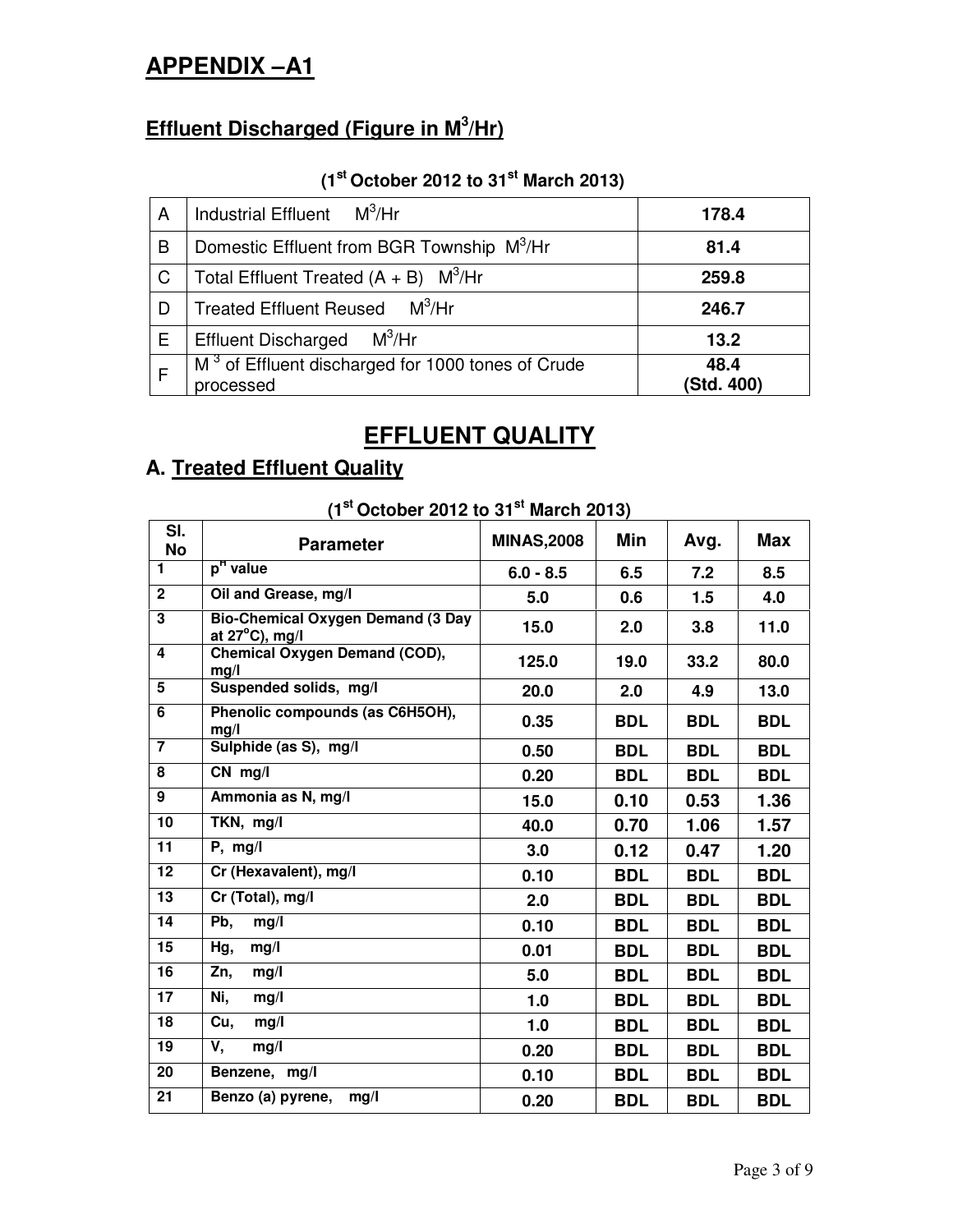# APPENDIX –A1

## Effluent Discharged (Figure in $M^3$/Hr)

**(1st October 2012 to 31st March 2013)**

| | | |
|---|---|---|
| A | Industrial Effluent $M^3$/Hr | **178.4** |
| B | Domestic Effluent from BGR Township $M^3$/Hr | **81.4** |
| C | Total Effluent Treated (A + B) $M^3$/Hr | **259.8** |
| D | Treated Effluent Reused $M^3$/Hr | **246.7** |
| E | Effluent Discharged $M^3$/Hr | **13.2** |
| F | $M^3$ of Effluent discharged for 1000 tones of Crude processed | **48.4 (Std. 400)** |

# EFFLUENT QUALITY

## A. Treated Effluent Quality

**(1st October 2012 to 31st March 2013)**

| Sl. No | Parameter | MINAS,2008 | Min | Avg. | Max |
|---|---|---|---|---|---|
| 1 | $p^H$ value | 6.0 - 8.5 | 6.5 | 7.2 | 8.5 |
| 2 | Oil and Grease, mg/l | 5.0 | 0.6 | 1.5 | 4.0 |
| 3 | Bio-Chemical Oxygen Demand (3 Day at 27°C), mg/l | 15.0 | 2.0 | 3.8 | 11.0 |
| 4 | Chemical Oxygen Demand (COD), mg/l | 125.0 | 19.0 | 33.2 | 80.0 |
| 5 | Suspended solids, mg/l | 20.0 | 2.0 | 4.9 | 13.0 |
| 6 | Phenolic compounds (as $C_6H_5OH$), mg/l | 0.35 | BDL | BDL | BDL |
| 7 | Sulphide (as S), mg/l | 0.50 | BDL | BDL | BDL |
| 8 | CN mg/l | 0.20 | BDL | BDL | BDL |
| 9 | Ammonia as N, mg/l | 15.0 | 0.10 | 0.53 | 1.36 |
| 10 | TKN, mg/l | 40.0 | 0.70 | 1.06 | 1.57 |
| 11 | P, mg/l | 3.0 | 0.12 | 0.47 | 1.20 |
| 12 | Cr (Hexavalent), mg/l | 0.10 | BDL | BDL | BDL |
| 13 | Cr (Total), mg/l | 2.0 | BDL | BDL | BDL |
| 14 | Pb, mg/l | 0.10 | BDL | BDL | BDL |
| 15 | Hg, mg/l | 0.01 | BDL | BDL | BDL |
| 16 | Zn, mg/l | 5.0 | BDL | BDL | BDL |
| 17 | Ni, mg/l | 1.0 | BDL | BDL | BDL |
| 18 | Cu, mg/l | 1.0 | BDL | BDL | BDL |
| 19 | V, mg/l | 0.20 | BDL | BDL | BDL |
| 20 | Benzene, mg/l | 0.10 | BDL | BDL | BDL |
| 21 | Benzo (a) pyrene, mg/l | 0.20 | BDL | BDL | BDL |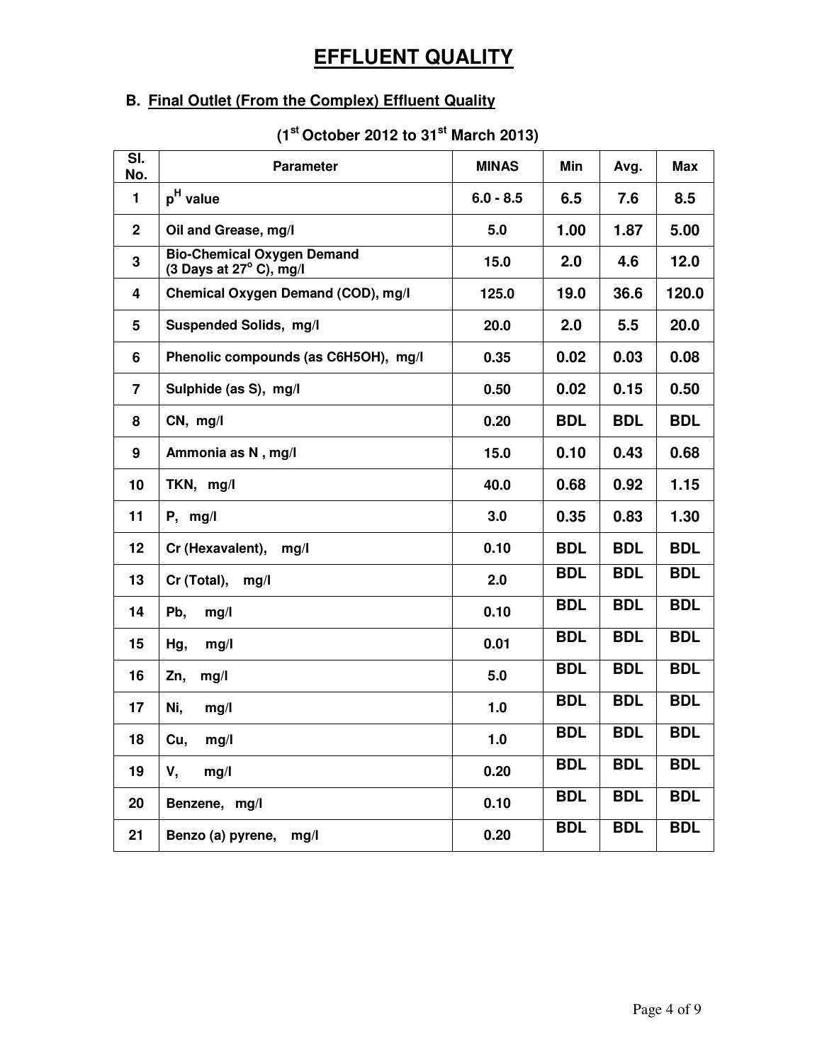# EFFLUENT QUALITY

## B. Final Outlet (From the Complex) Effluent Quality

### ($1^{st}$ October 2012 to $31^{st}$ March 2013)

| Sl. No. | Parameter | MINAS | Min | Avg. | Max |
|---|---|---|---|---|---|
| 1 | $p^H$ value | 6.0 - 8.5 | 6.5 | 7.6 | 8.5 |
| 2 | Oil and Grease, mg/l | 5.0 | 1.00 | 1.87 | 5.00 |
| 3 | Bio-Chemical Oxygen Demand (3 Days at $27^o$ C), mg/l | 15.0 | 2.0 | 4.6 | 12.0 |
| 4 | Chemical Oxygen Demand (COD), mg/l | 125.0 | 19.0 | 36.6 | 120.0 |
| 5 | Suspended Solids, mg/l | 20.0 | 2.0 | 5.5 | 20.0 |
| 6 | Phenolic compounds (as C6H5OH), mg/l | 0.35 | 0.02 | 0.03 | 0.08 |
| 7 | Sulphide (as S), mg/l | 0.50 | 0.02 | 0.15 | 0.50 |
| 8 | CN, mg/l | 0.20 | BDL | BDL | BDL |
| 9 | Ammonia as N , mg/l | 15.0 | 0.10 | 0.43 | 0.68 |
| 10 | TKN, mg/l | 40.0 | 0.68 | 0.92 | 1.15 |
| 11 | P, mg/l | 3.0 | 0.35 | 0.83 | 1.30 |
| 12 | Cr (Hexavalent), mg/l | 0.10 | BDL | BDL | BDL |
| 13 | Cr (Total), mg/l | 2.0 | BDL | BDL | BDL |
| 14 | Pb, mg/l | 0.10 | BDL | BDL | BDL |
| 15 | Hg, mg/l | 0.01 | BDL | BDL | BDL |
| 16 | Zn, mg/l | 5.0 | BDL | BDL | BDL |
| 17 | Ni, mg/l | 1.0 | BDL | BDL | BDL |
| 18 | Cu, mg/l | 1.0 | BDL | BDL | BDL |
| 19 | V, mg/l | 0.20 | BDL | BDL | BDL |
| 20 | Benzene, mg/l | 0.10 | BDL | BDL | BDL |
| 21 | Benzo (a) pyrene, mg/l | 0.20 | BDL | BDL | BDL |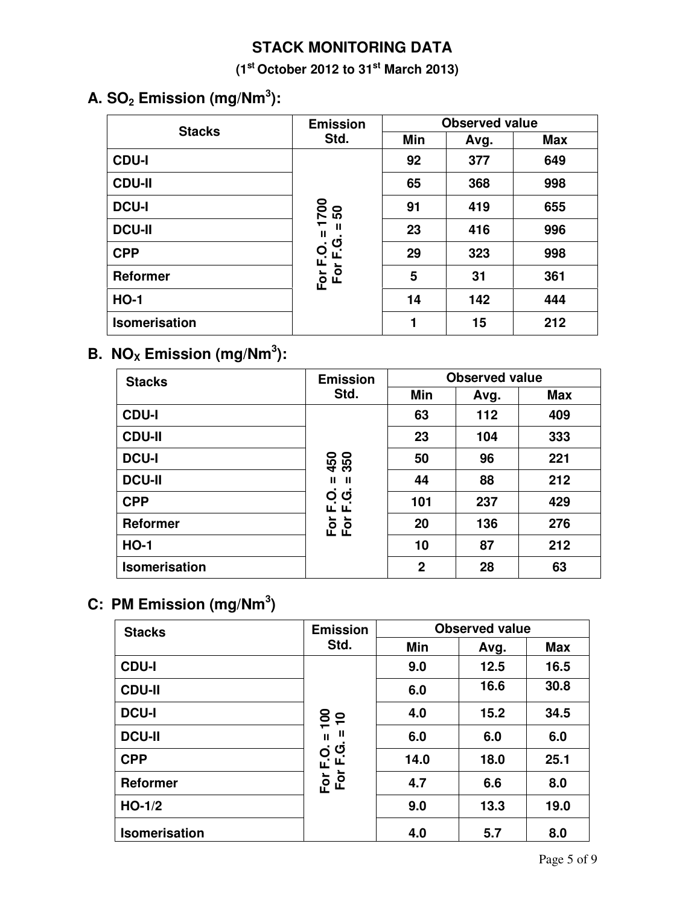# STACK MONITORING DATA

**(1st October 2012 to 31st March 2013)**

## A. $SO_2$ Emission (mg/Nm$^3$):

| Stacks | Emission Std. | Observed value | | |
|---|---|---|---|---|
| | | Min | Avg. | Max |
| CDU-I | For F.O. = 1700<br>For F.G. = 50 | 92 | 377 | 649 |
| CDU-II | | 65 | 368 | 998 |
| DCU-I | | 91 | 419 | 655 |
| DCU-II | | 23 | 416 | 996 |
| CPP | | 29 | 323 | 998 |
| Reformer | | 5 | 31 | 361 |
| HO-1 | | 14 | 142 | 444 |
| Isomerisation | | 1 | 15 | 212 |

## B. $NO_X$ Emission (mg/Nm$^3$):

| Stacks | Emission Std. | Observed value | | |
|---|---|---|---|---|
| | | Min | Avg. | Max |
| CDU-I | For F.O. = 450<br>For F.G. = 350 | 63 | 112 | 409 |
| CDU-II | | 23 | 104 | 333 |
| DCU-I | | 50 | 96 | 221 |
| DCU-II | | 44 | 88 | 212 |
| CPP | | 101 | 237 | 429 |
| Reformer | | 20 | 136 | 276 |
| HO-1 | | 10 | 87 | 212 |
| Isomerisation | | 2 | 28 | 63 |

## C: PM Emission (mg/Nm$^3$)

| Stacks | Emission Std. | Observed value | | |
|---|---|---|---|---|
| | | Min | Avg. | Max |
| CDU-I | For F.O. = 100<br>For F.G. = 10 | 9.0 | 12.5 | 16.5 |
| CDU-II | | 6.0 | 16.6 | 30.8 |
| DCU-I | | 4.0 | 15.2 | 34.5 |
| DCU-II | | 6.0 | 6.0 | 6.0 |
| CPP | | 14.0 | 18.0 | 25.1 |
| Reformer | | 4.7 | 6.6 | 8.0 |
| HO-1/2 | | 9.0 | 13.3 | 19.0 |
| Isomerisation | | 4.0 | 5.7 | 8.0 |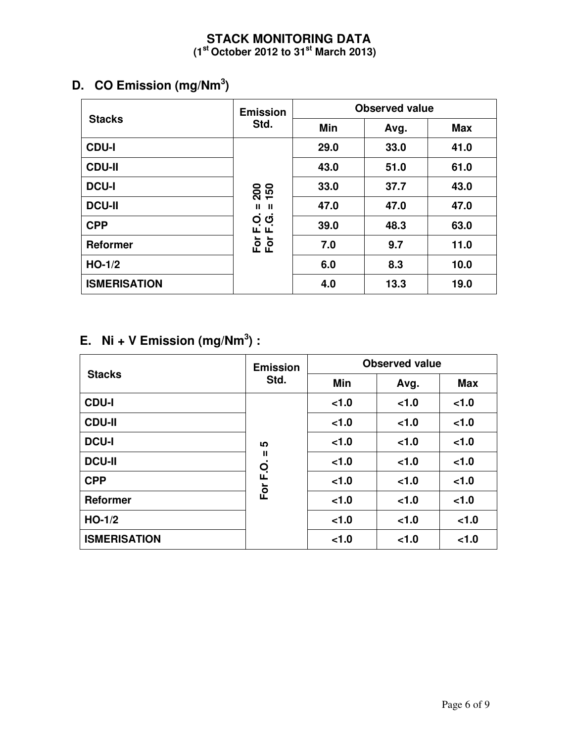# STACK MONITORING DATA
**(1st October 2012 to 31st March 2013)**

## D. CO Emission (mg/Nm$^3$)

| Stacks | Emission Std. | Observed value | | |
|---|---|---|---|---|
| | | Min | Avg. | Max |
| CDU-I | For F.O. = 200 For F.G. = 150 | 29.0 | 33.0 | 41.0 |
| CDU-II | | 43.0 | 51.0 | 61.0 |
| DCU-I | | 33.0 | 37.7 | 43.0 |
| DCU-II | | 47.0 | 47.0 | 47.0 |
| CPP | | 39.0 | 48.3 | 63.0 |
| Reformer | | 7.0 | 9.7 | 11.0 |
| HO-1/2 | | 6.0 | 8.3 | 10.0 |
| ISMERISATION | | 4.0 | 13.3 | 19.0 |

## E. Ni + V Emission (mg/Nm$^3$) :

| Stacks | Emission Std. | Observed value | | |
|---|---|---|---|---|
| | | Min | Avg. | Max |
| CDU-I | For F.O. = 5 | <1.0 | <1.0 | <1.0 |
| CDU-II | | <1.0 | <1.0 | <1.0 |
| DCU-I | | <1.0 | <1.0 | <1.0 |
| DCU-II | | <1.0 | <1.0 | <1.0 |
| CPP | | <1.0 | <1.0 | <1.0 |
| Reformer | | <1.0 | <1.0 | <1.0 |
| HO-1/2 | | <1.0 | <1.0 | <1.0 |
| ISMERISATION | | <1.0 | <1.0 | <1.0 |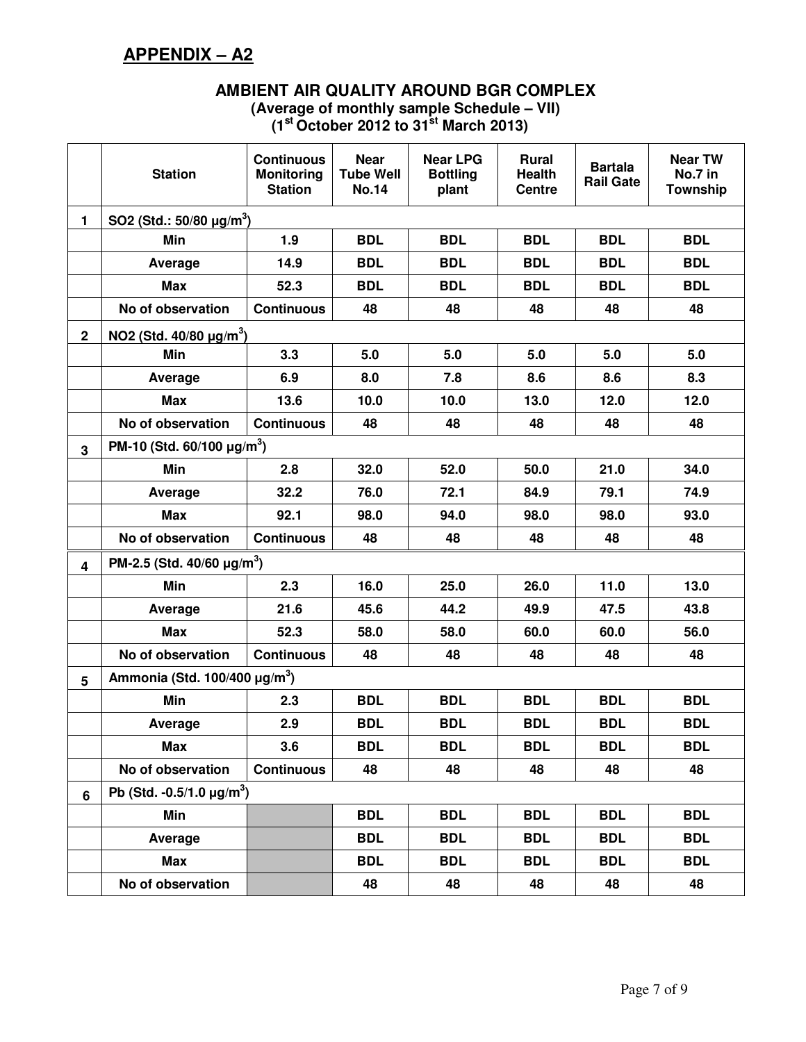## APPENDIX – A2

### AMBIENT AIR QUALITY AROUND BGR COMPLEX

**(Average of monthly sample Schedule – VII)**
**(1st October 2012 to 31st March 2013)**

| | Station | Continuous Monitoring Station | Near Tube Well No.14 | Near LPG Bottling plant | Rural Health Centre | Bartala Rail Gate | Near TW No.7 in Township |
|---|---|---|---|---|---|---|---|
| 1 | $SO_2$ (Std.: 50/80 μg/m$^3$) | | | | | | |
| | Min | 1.9 | BDL | BDL | BDL | BDL | BDL |
| | Average | 14.9 | BDL | BDL | BDL | BDL | BDL |
| | Max | 52.3 | BDL | BDL | BDL | BDL | BDL |
| | No of observation | Continuous | 48 | 48 | 48 | 48 | 48 |
| 2 | $NO_2$ (Std. 40/80 μg/m$^3$) | | | | | | |
| | Min | 3.3 | 5.0 | 5.0 | 5.0 | 5.0 | 5.0 |
| | Average | 6.9 | 8.0 | 7.8 | 8.6 | 8.6 | 8.3 |
| | Max | 13.6 | 10.0 | 10.0 | 13.0 | 12.0 | 12.0 |
| | No of observation | Continuous | 48 | 48 | 48 | 48 | 48 |
| 3 | PM-10 (Std. 60/100 μg/m$^3$) | | | | | | |
| | Min | 2.8 | 32.0 | 52.0 | 50.0 | 21.0 | 34.0 |
| | Average | 32.2 | 76.0 | 72.1 | 84.9 | 79.1 | 74.9 |
| | Max | 92.1 | 98.0 | 94.0 | 98.0 | 98.0 | 93.0 |
| | No of observation | Continuous | 48 | 48 | 48 | 48 | 48 |
| 4 | PM-2.5 (Std. 40/60 μg/m$^3$) | | | | | | |
| | Min | 2.3 | 16.0 | 25.0 | 26.0 | 11.0 | 13.0 |
| | Average | 21.6 | 45.6 | 44.2 | 49.9 | 47.5 | 43.8 |
| | Max | 52.3 | 58.0 | 58.0 | 60.0 | 60.0 | 56.0 |
| | No of observation | Continuous | 48 | 48 | 48 | 48 | 48 |
| 5 | Ammonia (Std. 100/400 μg/m$^3$) | | | | | | |
| | Min | 2.3 | BDL | BDL | BDL | BDL | BDL |
| | Average | 2.9 | BDL | BDL | BDL | BDL | BDL |
| | Max | 3.6 | BDL | BDL | BDL | BDL | BDL |
| | No of observation | Continuous | 48 | 48 | 48 | 48 | 48 |
| 6 | Pb (Std. -0.5/1.0 μg/m$^3$) | | | | | | |
| | Min | | BDL | BDL | BDL | BDL | BDL |
| | Average | | BDL | BDL | BDL | BDL | BDL |
| | Max | | BDL | BDL | BDL | BDL | BDL |
| | No of observation | | 48 | 48 | 48 | 48 | 48 |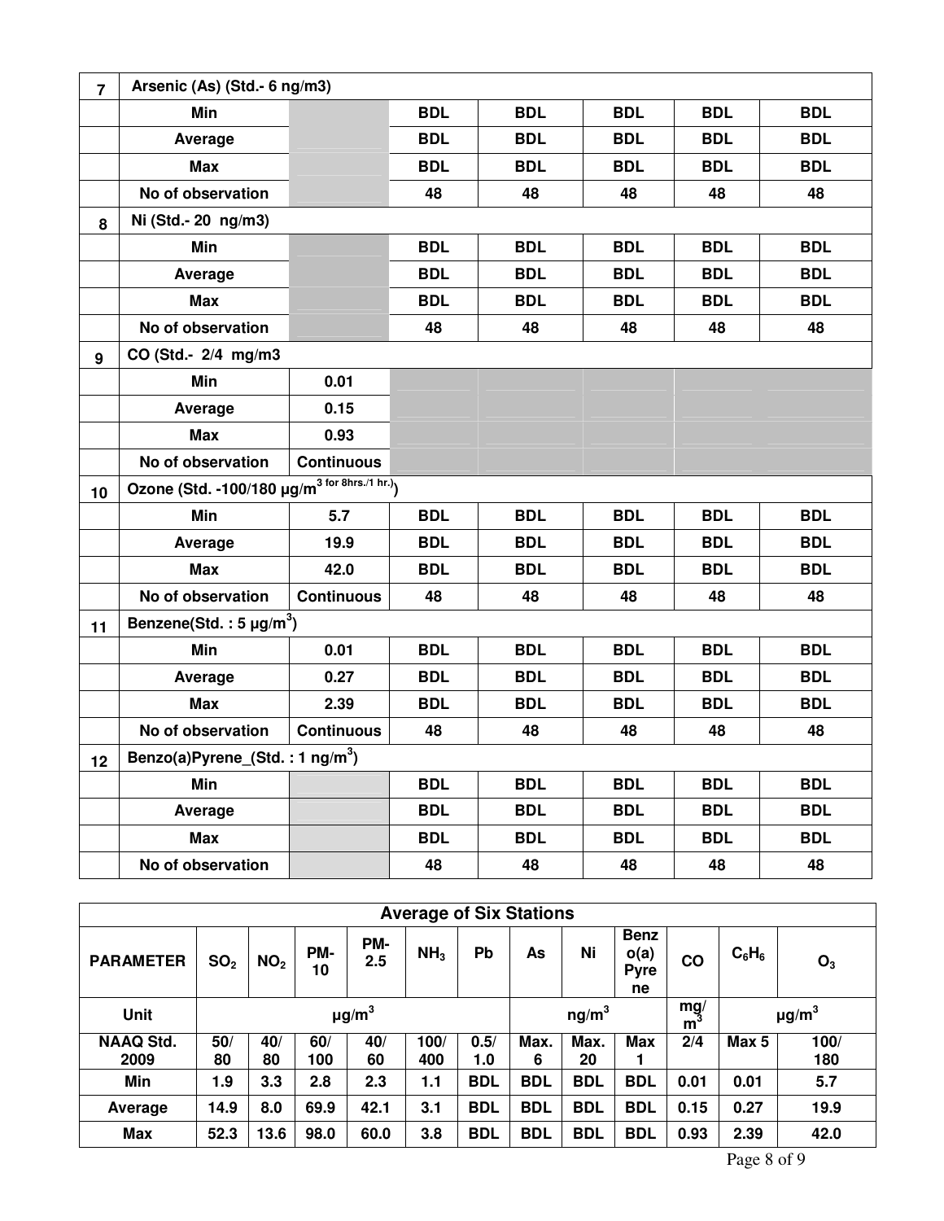| 7 | Arsenic (As) (Std.- 6 ng/m3) | | | | | | |
|---|---|---|---|---|---|---|---|
| | Min | | BDL | BDL | BDL | BDL | BDL |
| | Average | | BDL | BDL | BDL | BDL | BDL |
| | Max | | BDL | BDL | BDL | BDL | BDL |
| | No of observation | | 48 | 48 | 48 | 48 | 48 |
| 8 | Ni (Std.- 20 ng/m3) | | | | | | |
| | Min | | BDL | BDL | BDL | BDL | BDL |
| | Average | | BDL | BDL | BDL | BDL | BDL |
| | Max | | BDL | BDL | BDL | BDL | BDL |
| | No of observation | | 48 | 48 | 48 | 48 | 48 |
| 9 | CO (Std.- 2/4 mg/m3 | | | | | | |
| | Min | 0.01 | | | | | |
| | Average | 0.15 | | | | | |
| | Max | 0.93 | | | | | |
| | No of observation | Continuous | | | | | |
| 10 | Ozone (Std. -100/180 µg/m$^{3}$ for 8hrs./1 hr.) | | | | | | |
| | Min | 5.7 | BDL | BDL | BDL | BDL | BDL |
| | Average | 19.9 | BDL | BDL | BDL | BDL | BDL |
| | Max | 42.0 | BDL | BDL | BDL | BDL | BDL |
| | No of observation | Continuous | 48 | 48 | 48 | 48 | 48 |
| 11 | Benzene(Std. : 5 µg/m$^{3}$) | | | | | | |
| | Min | 0.01 | BDL | BDL | BDL | BDL | BDL |
| | Average | 0.27 | BDL | BDL | BDL | BDL | BDL |
| | Max | 2.39 | BDL | BDL | BDL | BDL | BDL |
| | No of observation | Continuous | 48 | 48 | 48 | 48 | 48 |
| 12 | Benzo(a)Pyrene_(Std. : 1 ng/m$^{3}$) | | | | | | |
| | Min | | BDL | BDL | BDL | BDL | BDL |
| | Average | | BDL | BDL | BDL | BDL | BDL |
| | Max | | BDL | BDL | BDL | BDL | BDL |
| | No of observation | | 48 | 48 | 48 | 48 | 48 |

**Average of Six Stations**

| PARAMETER | $SO_2$ | $NO_2$ | PM-10 | PM-2.5 | $NH_3$ | Pb | As | Ni | Benzo(a)Pyrene | CO | $C_6H_6$ | $O_3$ |
|---|---|---|---|---|---|---|---|---|---|---|---|---|
| Unit | µg/m$^{3}$ | | | | | | ng/m$^{3}$ | | | mg/m$^{3}$ | µg/m$^{3}$ | |
| NAAQ Std. 2009 | 50/80 | 40/80 | 60/100 | 40/60 | 100/400 | 0.5/1.0 | Max. 6 | Max. 20 | Max 1 | 2/4 | Max 5 | 100/180 |
| Min | 1.9 | 3.3 | 2.8 | 2.3 | 1.1 | BDL | BDL | BDL | BDL | 0.01 | 0.01 | 5.7 |
| Average | 14.9 | 8.0 | 69.9 | 42.1 | 3.1 | BDL | BDL | BDL | BDL | 0.15 | 0.27 | 19.9 |
| Max | 52.3 | 13.6 | 98.0 | 60.0 | 3.8 | BDL | BDL | BDL | BDL | 0.93 | 2.39 | 42.0 |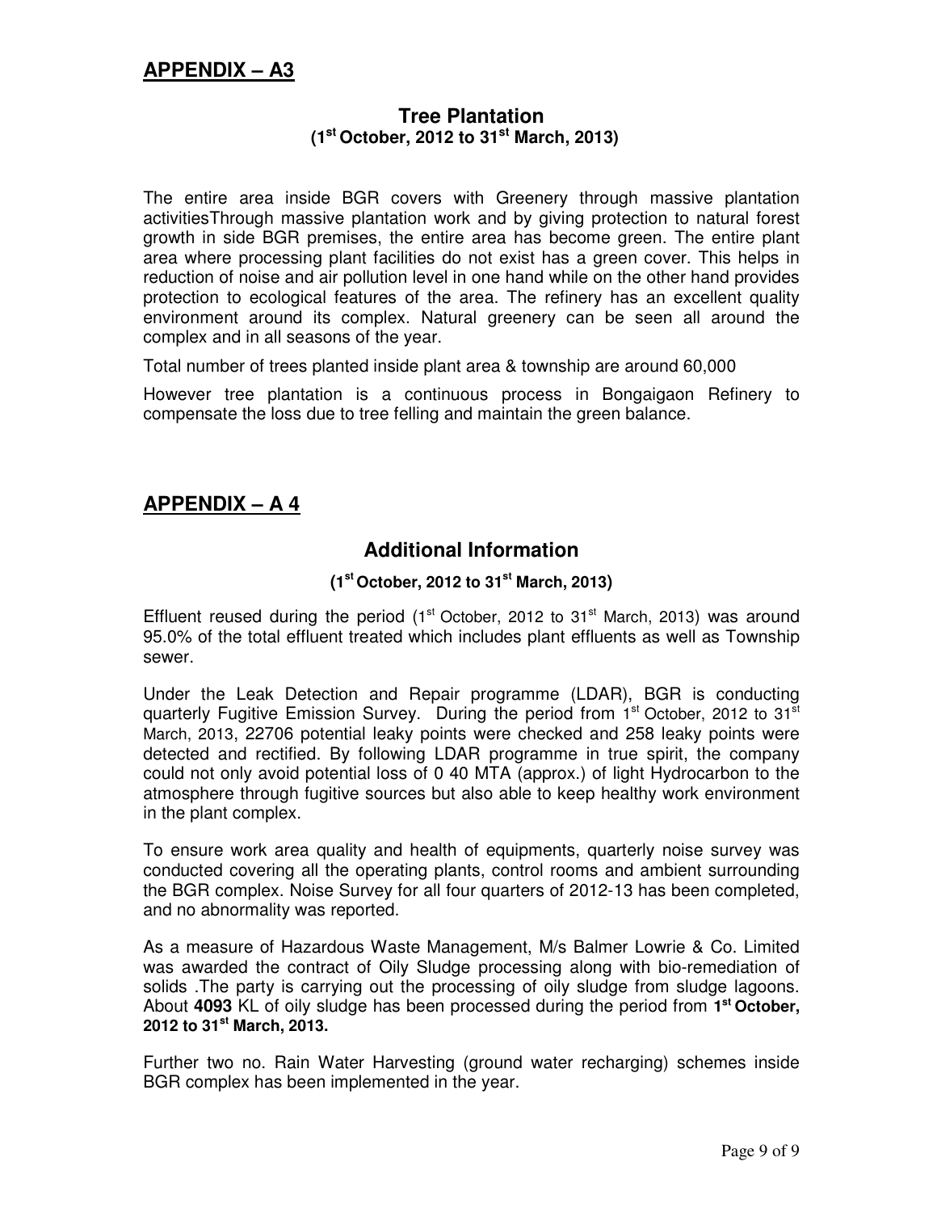## APPENDIX – A3

### Tree Plantation
### (1st October, 2012 to 31st March, 2013)

The entire area inside BGR covers with Greenery through massive plantation activitiesThrough massive plantation work and by giving protection to natural forest growth in side BGR premises, the entire area has become green. The entire plant area where processing plant facilities do not exist has a green cover. This helps in reduction of noise and air pollution level in one hand while on the other hand provides protection to ecological features of the area. The refinery has an excellent quality environment around its complex. Natural greenery can be seen all around the complex and in all seasons of the year.

Total number of trees planted inside plant area & township are around 60,000

However tree plantation is a continuous process in Bongaigaon Refinery to compensate the loss due to tree felling and maintain the green balance.

## APPENDIX – A 4

### Additional Information

#### (1st October, 2012 to 31st March, 2013)

Effluent reused during the period (1st October, 2012 to 31st March, 2013) was around 95.0% of the total effluent treated which includes plant effluents as well as Township sewer.

Under the Leak Detection and Repair programme (LDAR), BGR is conducting quarterly Fugitive Emission Survey. During the period from 1st October, 2012 to 31st March, 2013, 22706 potential leaky points were checked and 258 leaky points were detected and rectified. By following LDAR programme in true spirit, the company could not only avoid potential loss of 0 40 MTA (approx.) of light Hydrocarbon to the atmosphere through fugitive sources but also able to keep healthy work environment in the plant complex.

To ensure work area quality and health of equipments, quarterly noise survey was conducted covering all the operating plants, control rooms and ambient surrounding the BGR complex. Noise Survey for all four quarters of 2012-13 has been completed, and no abnormality was reported.

As a measure of Hazardous Waste Management, M/s Balmer Lowrie & Co. Limited was awarded the contract of Oily Sludge processing along with bio-remediation of solids .The party is carrying out the processing of oily sludge from sludge lagoons. About **4093** KL of oily sludge has been processed during the period from **1st October, 2012 to 31st March, 2013.**

Further two no. Rain Water Harvesting (ground water recharging) schemes inside BGR complex has been implemented in the year.